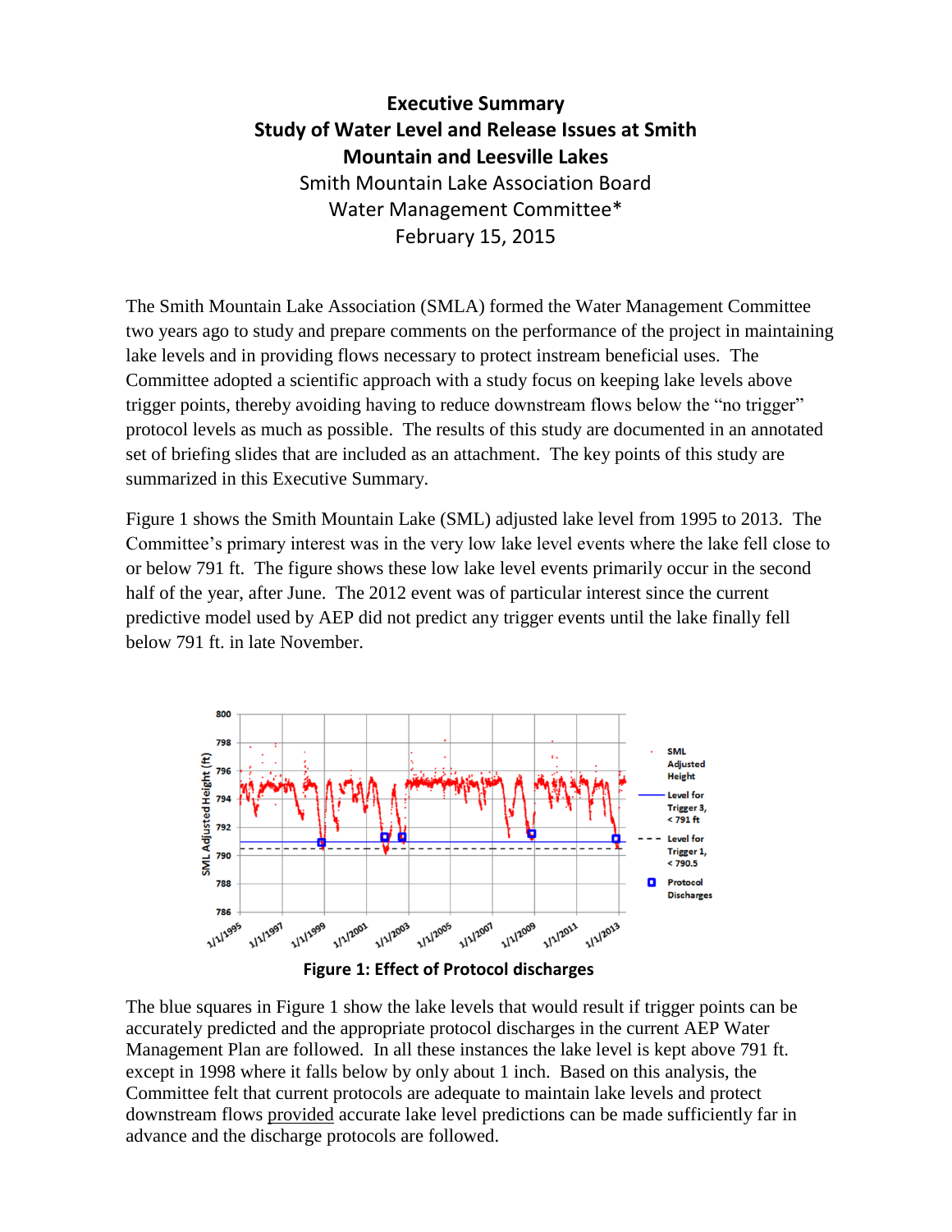# Executive Summary
## Study of Water Level and Release Issues at Smith Mountain and Leesville Lakes

Smith Mountain Lake Association Board
Water Management Committee*
February 15, 2015

The Smith Mountain Lake Association (SMLA) formed the Water Management Committee two years ago to study and prepare comments on the performance of the project in maintaining lake levels and in providing flows necessary to protect instream beneficial uses. The Committee adopted a scientific approach with a study focus on keeping lake levels above trigger points, thereby avoiding having to reduce downstream flows below the "no trigger" protocol levels as much as possible. The results of this study are documented in an annotated set of briefing slides that are included as an attachment. The key points of this study are summarized in this Executive Summary.

Figure 1 shows the Smith Mountain Lake (SML) adjusted lake level from 1995 to 2013. The Committee's primary interest was in the very low lake level events where the lake fell close to or below 791 ft. The figure shows these low lake level events primarily occur in the second half of the year, after June. The 2012 event was of particular interest since the current predictive model used by AEP did not predict any trigger events until the lake finally fell below 791 ft. in late November.

**Figure 1: Effect of Protocol discharges**

The blue squares in Figure 1 show the lake levels that would result if trigger points can be accurately predicted and the appropriate protocol discharges in the current AEP Water Management Plan are followed. In all these instances the lake level is kept above 791 ft. except in 1998 where it falls below by only about 1 inch. Based on this analysis, the Committee felt that current protocols are adequate to maintain lake levels and protect downstream flows provided accurate lake level predictions can be made sufficiently far in advance and the discharge protocols are followed.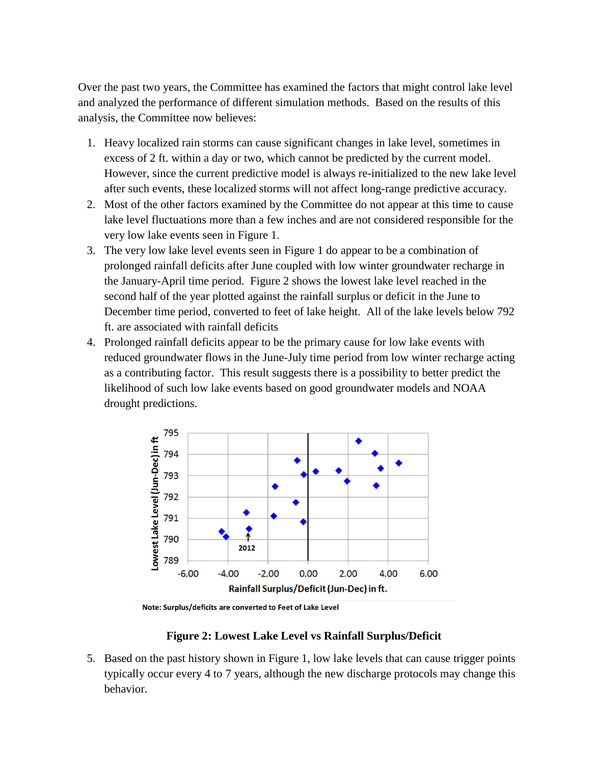Over the past two years, the Committee has examined the factors that might control lake level and analyzed the performance of different simulation methods. Based on the results of this analysis, the Committee now believes:

1. Heavy localized rain storms can cause significant changes in lake level, sometimes in excess of 2 ft. within a day or two, which cannot be predicted by the current model. However, since the current predictive model is always re-initialized to the new lake level after such events, these localized storms will not affect long-range predictive accuracy.
2. Most of the other factors examined by the Committee do not appear at this time to cause lake level fluctuations more than a few inches and are not considered responsible for the very low lake events seen in Figure 1.
3. The very low lake level events seen in Figure 1 do appear to be a combination of prolonged rainfall deficits after June coupled with low winter groundwater recharge in the January-April time period. Figure 2 shows the lowest lake level reached in the second half of the year plotted against the rainfall surplus or deficit in the June to December time period, converted to feet of lake height. All of the lake levels below 792 ft. are associated with rainfall deficits
4. Prolonged rainfall deficits appear to be the primary cause for low lake events with reduced groundwater flows in the June-July time period from low winter recharge acting as a contributing factor. This result suggests there is a possibility to better predict the likelihood of such low lake events based on good groundwater models and NOAA drought predictions.

Note: Surplus/deficits are converted to Feet of Lake Level

**Figure 2: Lowest Lake Level vs Rainfall Surplus/Deficit**

5. Based on the past history shown in Figure 1, low lake levels that can cause trigger points typically occur every 4 to 7 years, although the new discharge protocols may change this behavior.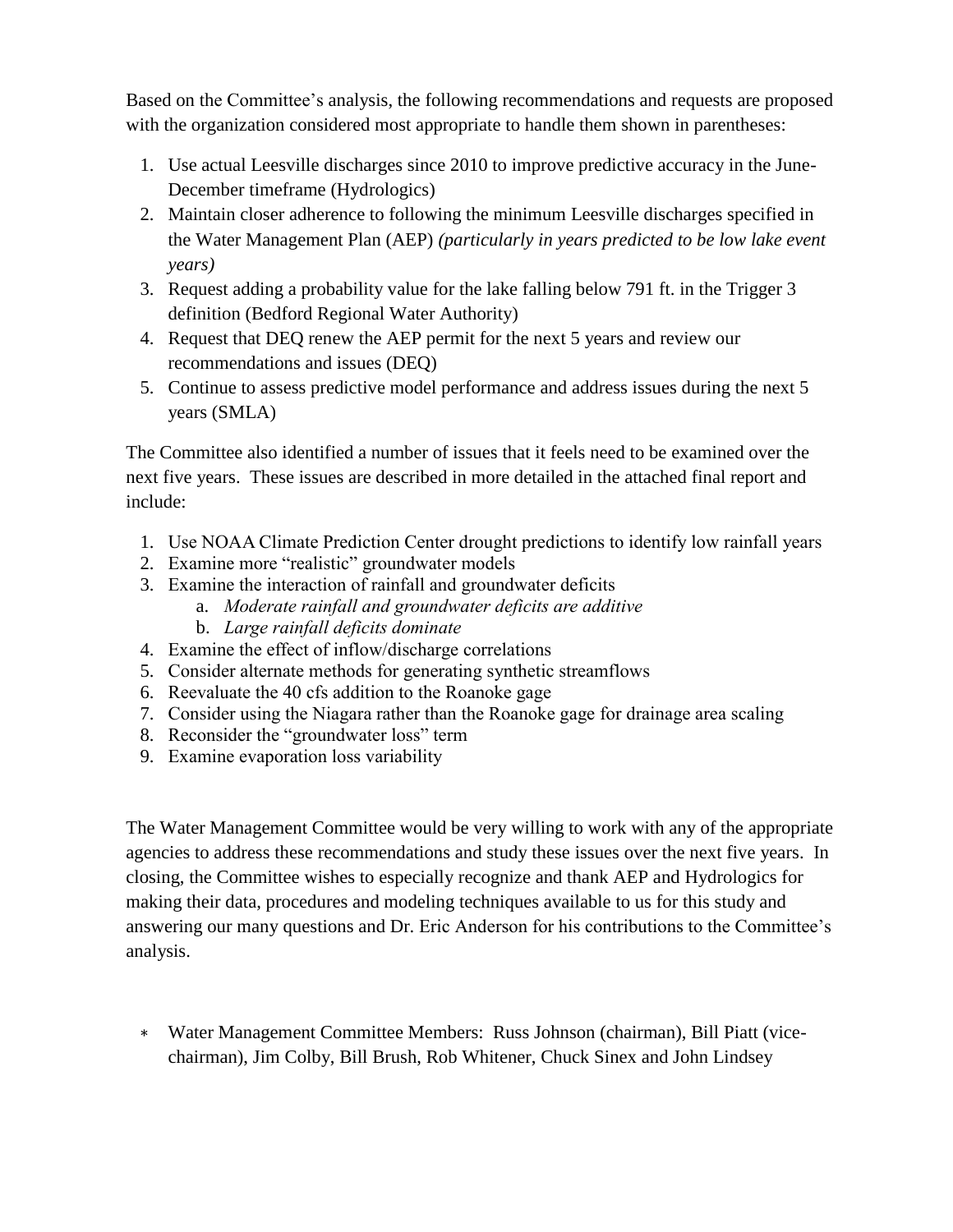Based on the Committee's analysis, the following recommendations and requests are proposed with the organization considered most appropriate to handle them shown in parentheses:

1. Use actual Leesville discharges since 2010 to improve predictive accuracy in the June-December timeframe (Hydrologics)
2. Maintain closer adherence to following the minimum Leesville discharges specified in the Water Management Plan (AEP) *(particularly in years predicted to be low lake event years)*
3. Request adding a probability value for the lake falling below 791 ft. in the Trigger 3 definition (Bedford Regional Water Authority)
4. Request that DEQ renew the AEP permit for the next 5 years and review our recommendations and issues (DEQ)
5. Continue to assess predictive model performance and address issues during the next 5 years (SMLA)

The Committee also identified a number of issues that it feels need to be examined over the next five years. These issues are described in more detailed in the attached final report and include:

1. Use NOAA Climate Prediction Center drought predictions to identify low rainfall years
2. Examine more "realistic" groundwater models
3. Examine the interaction of rainfall and groundwater deficits
   a. *Moderate rainfall and groundwater deficits are additive*
   b. *Large rainfall deficits dominate*
4. Examine the effect of inflow/discharge correlations
5. Consider alternate methods for generating synthetic streamflows
6. Reevaluate the 40 cfs addition to the Roanoke gage
7. Consider using the Niagara rather than the Roanoke gage for drainage area scaling
8. Reconsider the "groundwater loss" term
9. Examine evaporation loss variability

The Water Management Committee would be very willing to work with any of the appropriate agencies to address these recommendations and study these issues over the next five years. In closing, the Committee wishes to especially recognize and thank AEP and Hydrologics for making their data, procedures and modeling techniques available to us for this study and answering our many questions and Dr. Eric Anderson for his contributions to the Committee's analysis.

* Water Management Committee Members: Russ Johnson (chairman), Bill Piatt (vice-chairman), Jim Colby, Bill Brush, Rob Whitener, Chuck Sinex and John Lindsey